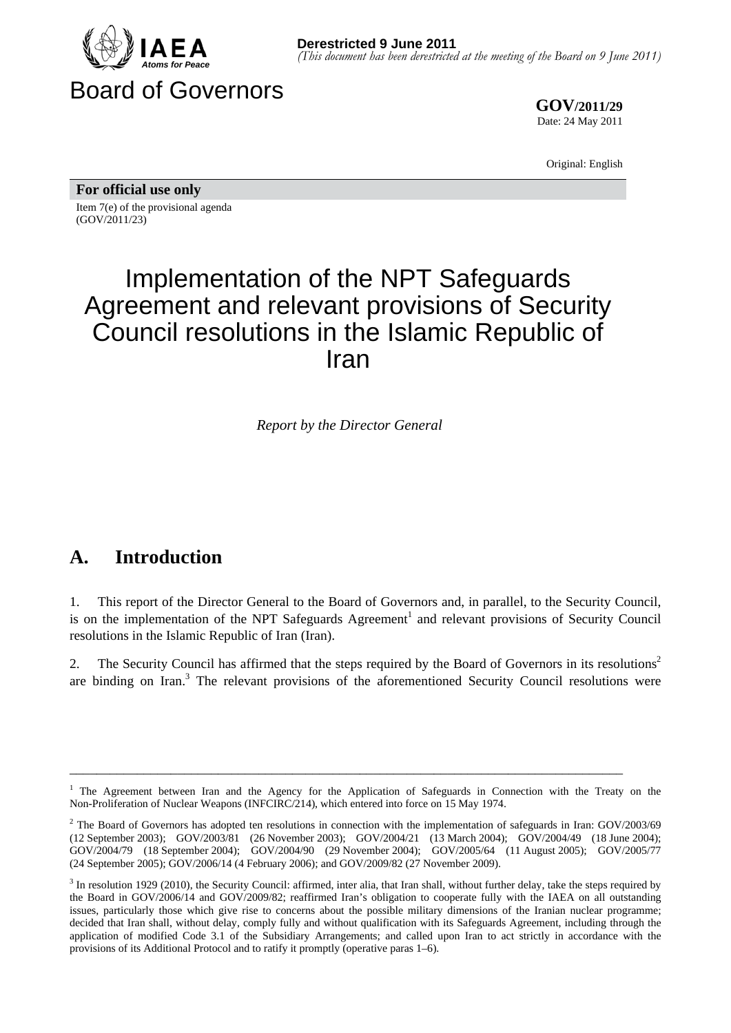Derestricted 9 June 2011
*(This document has been derestricted at the meeting of the Board on 9 June 2011)*

Board of Governors

**GOV/2011/29**
Date: 24 May 2011

Original: English

**For official use only**

Item 7(e) of the provisional agenda
(GOV/2011/23)

# Implementation of the NPT Safeguards Agreement and relevant provisions of Security Council resolutions in the Islamic Republic of Iran

*Report by the Director General*

## A. Introduction

1. This report of the Director General to the Board of Governors and, in parallel, to the Security Council, is on the implementation of the NPT Safeguards Agreement[1] and relevant provisions of Security Council resolutions in the Islamic Republic of Iran (Iran).

2. The Security Council has affirmed that the steps required by the Board of Governors in its resolutions[2] are binding on Iran.[3] The relevant provisions of the aforementioned Security Council resolutions were

---

[1] The Agreement between Iran and the Agency for the Application of Safeguards in Connection with the Treaty on the Non-Proliferation of Nuclear Weapons (INFCIRC/214), which entered into force on 15 May 1974.

[2] The Board of Governors has adopted ten resolutions in connection with the implementation of safeguards in Iran: GOV/2003/69 (12 September 2003); GOV/2003/81 (26 November 2003); GOV/2004/21 (13 March 2004); GOV/2004/49 (18 June 2004); GOV/2004/79 (18 September 2004); GOV/2004/90 (29 November 2004); GOV/2005/64 (11 August 2005); GOV/2005/77 (24 September 2005); GOV/2006/14 (4 February 2006); and GOV/2009/82 (27 November 2009).

[3] In resolution 1929 (2010), the Security Council: affirmed, inter alia, that Iran shall, without further delay, take the steps required by the Board in GOV/2006/14 and GOV/2009/82; reaffirmed Iran's obligation to cooperate fully with the IAEA on all outstanding issues, particularly those which give rise to concerns about the possible military dimensions of the Iranian nuclear programme; decided that Iran shall, without delay, comply fully and without qualification with its Safeguards Agreement, including through the application of modified Code 3.1 of the Subsidiary Arrangements; and called upon Iran to act strictly in accordance with the provisions of its Additional Protocol and to ratify it promptly (operative paras 1–6).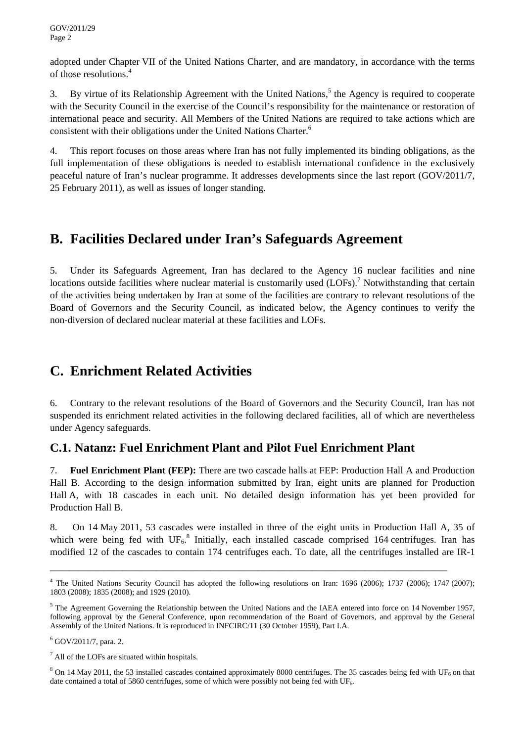adopted under Chapter VII of the United Nations Charter, and are mandatory, in accordance with the terms of those resolutions.[4]

3. By virtue of its Relationship Agreement with the United Nations,[5] the Agency is required to cooperate with the Security Council in the exercise of the Council's responsibility for the maintenance or restoration of international peace and security. All Members of the United Nations are required to take actions which are consistent with their obligations under the United Nations Charter.[6]

4. This report focuses on those areas where Iran has not fully implemented its binding obligations, as the full implementation of these obligations is needed to establish international confidence in the exclusively peaceful nature of Iran's nuclear programme. It addresses developments since the last report (GOV/2011/7, 25 February 2011), as well as issues of longer standing.

## B. Facilities Declared under Iran's Safeguards Agreement

5. Under its Safeguards Agreement, Iran has declared to the Agency 16 nuclear facilities and nine locations outside facilities where nuclear material is customarily used (LOFs).[7] Notwithstanding that certain of the activities being undertaken by Iran at some of the facilities are contrary to relevant resolutions of the Board of Governors and the Security Council, as indicated below, the Agency continues to verify the non-diversion of declared nuclear material at these facilities and LOFs.

## C. Enrichment Related Activities

6. Contrary to the relevant resolutions of the Board of Governors and the Security Council, Iran has not suspended its enrichment related activities in the following declared facilities, all of which are nevertheless under Agency safeguards.

### C.1. Natanz: Fuel Enrichment Plant and Pilot Fuel Enrichment Plant

7. **Fuel Enrichment Plant (FEP):** There are two cascade halls at FEP: Production Hall A and Production Hall B. According to the design information submitted by Iran, eight units are planned for Production Hall A, with 18 cascades in each unit. No detailed design information has yet been provided for Production Hall B.

8. On 14 May 2011, 53 cascades were installed in three of the eight units in Production Hall A, 35 of which were being fed with $UF_6$.[8] Initially, each installed cascade comprised 164 centrifuges. Iran has modified 12 of the cascades to contain 174 centrifuges each. To date, all the centrifuges installed are IR-1

---

[4] The United Nations Security Council has adopted the following resolutions on Iran: 1696 (2006); 1737 (2006); 1747 (2007); 1803 (2008); 1835 (2008); and 1929 (2010).

[5] The Agreement Governing the Relationship between the United Nations and the IAEA entered into force on 14 November 1957, following approval by the General Conference, upon recommendation of the Board of Governors, and approval by the General Assembly of the United Nations. It is reproduced in INFCIRC/11 (30 October 1959), Part I.A.

[6] GOV/2011/7, para. 2.

[7] All of the LOFs are situated within hospitals.

[8] On 14 May 2011, the 53 installed cascades contained approximately 8000 centrifuges. The 35 cascades being fed with $UF_6$ on that date contained a total of 5860 centrifuges, some of which were possibly not being fed with $UF_6$.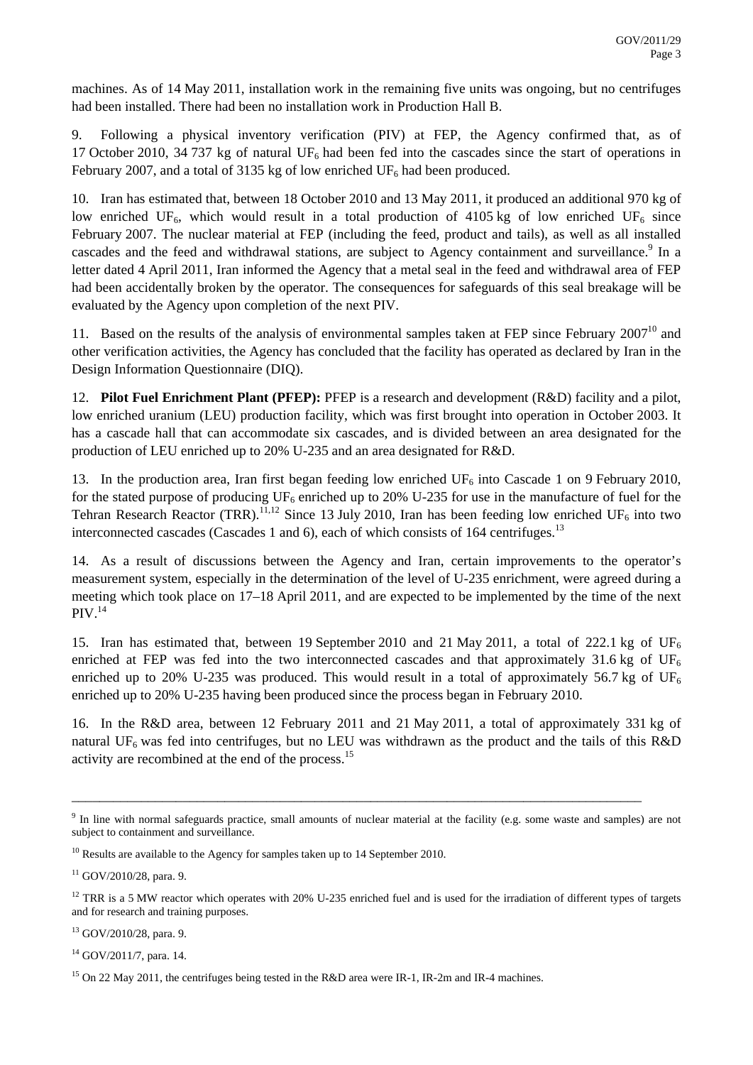machines. As of 14 May 2011, installation work in the remaining five units was ongoing, but no centrifuges had been installed. There had been no installation work in Production Hall B.

9. Following a physical inventory verification (PIV) at FEP, the Agency confirmed that, as of 17 October 2010, 34 737 kg of natural $UF_6$ had been fed into the cascades since the start of operations in February 2007, and a total of 3135 kg of low enriched $UF_6$ had been produced.

10. Iran has estimated that, between 18 October 2010 and 13 May 2011, it produced an additional 970 kg of low enriched $UF_6$, which would result in a total production of 4105 kg of low enriched $UF_6$ since February 2007. The nuclear material at FEP (including the feed, product and tails), as well as all installed cascades and the feed and withdrawal stations, are subject to Agency containment and surveillance.[9] In a letter dated 4 April 2011, Iran informed the Agency that a metal seal in the feed and withdrawal area of FEP had been accidentally broken by the operator. The consequences for safeguards of this seal breakage will be evaluated by the Agency upon completion of the next PIV.

11. Based on the results of the analysis of environmental samples taken at FEP since February 2007[10] and other verification activities, the Agency has concluded that the facility has operated as declared by Iran in the Design Information Questionnaire (DIQ).

12. **Pilot Fuel Enrichment Plant (PFEP):** PFEP is a research and development (R&D) facility and a pilot, low enriched uranium (LEU) production facility, which was first brought into operation in October 2003. It has a cascade hall that can accommodate six cascades, and is divided between an area designated for the production of LEU enriched up to 20% U-235 and an area designated for R&D.

13. In the production area, Iran first began feeding low enriched $UF_6$ into Cascade 1 on 9 February 2010, for the stated purpose of producing $UF_6$ enriched up to 20% U-235 for use in the manufacture of fuel for the Tehran Research Reactor (TRR).[11,12] Since 13 July 2010, Iran has been feeding low enriched $UF_6$ into two interconnected cascades (Cascades 1 and 6), each of which consists of 164 centrifuges.[13]

14. As a result of discussions between the Agency and Iran, certain improvements to the operator's measurement system, especially in the determination of the level of U-235 enrichment, were agreed during a meeting which took place on 17–18 April 2011, and are expected to be implemented by the time of the next PIV.[14]

15. Iran has estimated that, between 19 September 2010 and 21 May 2011, a total of 222.1 kg of $UF_6$ enriched at FEP was fed into the two interconnected cascades and that approximately 31.6 kg of $UF_6$ enriched up to 20% U-235 was produced. This would result in a total of approximately 56.7 kg of $UF_6$ enriched up to 20% U-235 having been produced since the process began in February 2010.

16. In the R&D area, between 12 February 2011 and 21 May 2011, a total of approximately 331 kg of natural $UF_6$ was fed into centrifuges, but no LEU was withdrawn as the product and the tails of this R&D activity are recombined at the end of the process.[15]

---

[9] In line with normal safeguards practice, small amounts of nuclear material at the facility (e.g. some waste and samples) are not subject to containment and surveillance.

[10] Results are available to the Agency for samples taken up to 14 September 2010.

[11] GOV/2010/28, para. 9.

[12] TRR is a 5 MW reactor which operates with 20% U-235 enriched fuel and is used for the irradiation of different types of targets and for research and training purposes.

[13] GOV/2010/28, para. 9.

[14] GOV/2011/7, para. 14.

[15] On 22 May 2011, the centrifuges being tested in the R&D area were IR-1, IR-2m and IR-4 machines.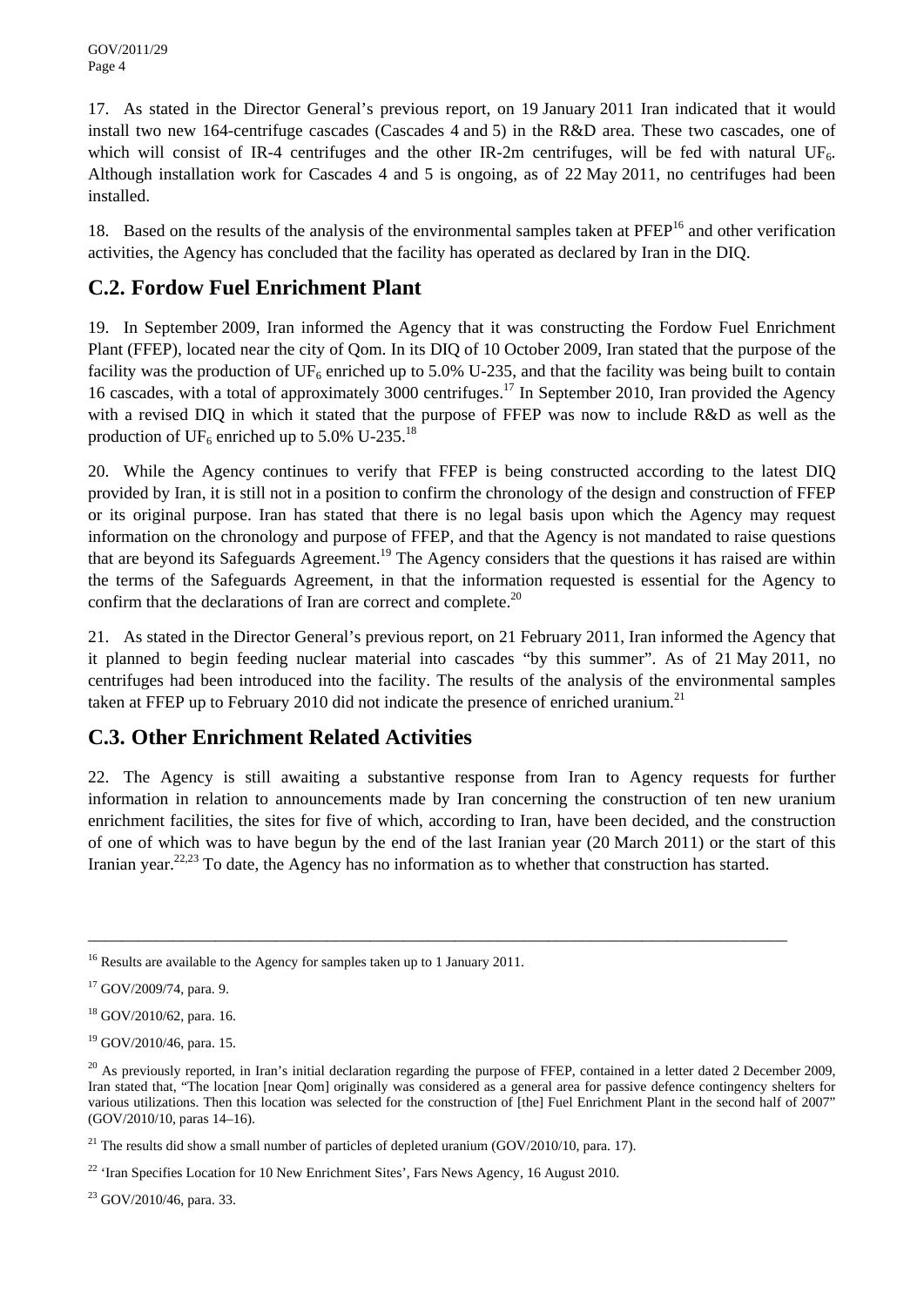17. As stated in the Director General's previous report, on 19 January 2011 Iran indicated that it would install two new 164-centrifuge cascades (Cascades 4 and 5) in the R&D area. These two cascades, one of which will consist of IR-4 centrifuges and the other IR-2m centrifuges, will be fed with natural $UF_6$. Although installation work for Cascades 4 and 5 is ongoing, as of 22 May 2011, no centrifuges had been installed.

18. Based on the results of the analysis of the environmental samples taken at PFEP[16] and other verification activities, the Agency has concluded that the facility has operated as declared by Iran in the DIQ.

## C.2. Fordow Fuel Enrichment Plant

19. In September 2009, Iran informed the Agency that it was constructing the Fordow Fuel Enrichment Plant (FFEP), located near the city of Qom. In its DIQ of 10 October 2009, Iran stated that the purpose of the facility was the production of $UF_6$ enriched up to 5.0% U-235, and that the facility was being built to contain 16 cascades, with a total of approximately 3000 centrifuges.[17] In September 2010, Iran provided the Agency with a revised DIQ in which it stated that the purpose of FFEP was now to include R&D as well as the production of $UF_6$ enriched up to 5.0% U-235.[18]

20. While the Agency continues to verify that FFEP is being constructed according to the latest DIQ provided by Iran, it is still not in a position to confirm the chronology of the design and construction of FFEP or its original purpose. Iran has stated that there is no legal basis upon which the Agency may request information on the chronology and purpose of FFEP, and that the Agency is not mandated to raise questions that are beyond its Safeguards Agreement.[19] The Agency considers that the questions it has raised are within the terms of the Safeguards Agreement, in that the information requested is essential for the Agency to confirm that the declarations of Iran are correct and complete.[20]

21. As stated in the Director General's previous report, on 21 February 2011, Iran informed the Agency that it planned to begin feeding nuclear material into cascades "by this summer". As of 21 May 2011, no centrifuges had been introduced into the facility. The results of the analysis of the environmental samples taken at FFEP up to February 2010 did not indicate the presence of enriched uranium.[21]

## C.3. Other Enrichment Related Activities

22. The Agency is still awaiting a substantive response from Iran to Agency requests for further information in relation to announcements made by Iran concerning the construction of ten new uranium enrichment facilities, the sites for five of which, according to Iran, have been decided, and the construction of one of which was to have begun by the end of the last Iranian year (20 March 2011) or the start of this Iranian year.[22,23] To date, the Agency has no information as to whether that construction has started.

---

[16] Results are available to the Agency for samples taken up to 1 January 2011.

[17] GOV/2009/74, para. 9.

[18] GOV/2010/62, para. 16.

[19] GOV/2010/46, para. 15.

[20] As previously reported, in Iran's initial declaration regarding the purpose of FFEP, contained in a letter dated 2 December 2009, Iran stated that, "The location [near Qom] originally was considered as a general area for passive defence contingency shelters for various utilizations. Then this location was selected for the construction of [the] Fuel Enrichment Plant in the second half of 2007" (GOV/2010/10, paras 14–16).

[21] The results did show a small number of particles of depleted uranium (GOV/2010/10, para. 17).

[22] 'Iran Specifies Location for 10 New Enrichment Sites', Fars News Agency, 16 August 2010.

[23] GOV/2010/46, para. 33.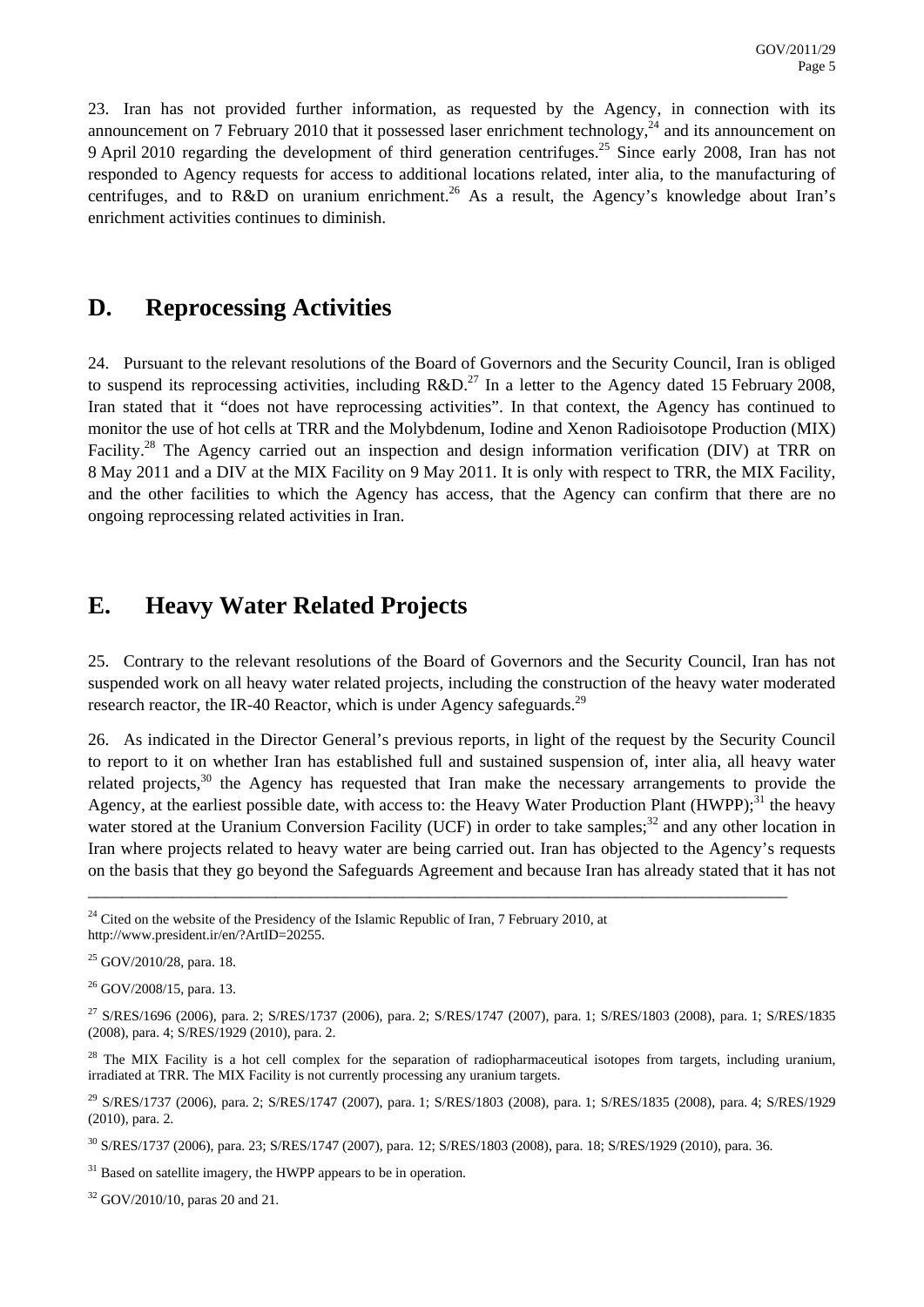23. Iran has not provided further information, as requested by the Agency, in connection with its announcement on 7 February 2010 that it possessed laser enrichment technology,[24] and its announcement on 9 April 2010 regarding the development of third generation centrifuges.[25] Since early 2008, Iran has not responded to Agency requests for access to additional locations related, inter alia, to the manufacturing of centrifuges, and to R&D on uranium enrichment.[26] As a result, the Agency's knowledge about Iran's enrichment activities continues to diminish.

## D. Reprocessing Activities

24. Pursuant to the relevant resolutions of the Board of Governors and the Security Council, Iran is obliged to suspend its reprocessing activities, including R&D.[27] In a letter to the Agency dated 15 February 2008, Iran stated that it "does not have reprocessing activities". In that context, the Agency has continued to monitor the use of hot cells at TRR and the Molybdenum, Iodine and Xenon Radioisotope Production (MIX) Facility.[28] The Agency carried out an inspection and design information verification (DIV) at TRR on 8 May 2011 and a DIV at the MIX Facility on 9 May 2011. It is only with respect to TRR, the MIX Facility, and the other facilities to which the Agency has access, that the Agency can confirm that there are no ongoing reprocessing related activities in Iran.

## E. Heavy Water Related Projects

25. Contrary to the relevant resolutions of the Board of Governors and the Security Council, Iran has not suspended work on all heavy water related projects, including the construction of the heavy water moderated research reactor, the IR-40 Reactor, which is under Agency safeguards.[29]

26. As indicated in the Director General's previous reports, in light of the request by the Security Council to report to it on whether Iran has established full and sustained suspension of, inter alia, all heavy water related projects,[30] the Agency has requested that Iran make the necessary arrangements to provide the Agency, at the earliest possible date, with access to: the Heavy Water Production Plant (HWPP);[31] the heavy water stored at the Uranium Conversion Facility (UCF) in order to take samples;[32] and any other location in Iran where projects related to heavy water are being carried out. Iran has objected to the Agency's requests on the basis that they go beyond the Safeguards Agreement and because Iran has already stated that it has not

---

[24] Cited on the website of the Presidency of the Islamic Republic of Iran, 7 February 2010, at http://www.president.ir/en/?ArtID=20255.

[25] GOV/2010/28, para. 18.

[26] GOV/2008/15, para. 13.

[27] S/RES/1696 (2006), para. 2; S/RES/1737 (2006), para. 2; S/RES/1747 (2007), para. 1; S/RES/1803 (2008), para. 1; S/RES/1835 (2008), para. 4; S/RES/1929 (2010), para. 2.

[28] The MIX Facility is a hot cell complex for the separation of radiopharmaceutical isotopes from targets, including uranium, irradiated at TRR. The MIX Facility is not currently processing any uranium targets.

[29] S/RES/1737 (2006), para. 2; S/RES/1747 (2007), para. 1; S/RES/1803 (2008), para. 1; S/RES/1835 (2008), para. 4; S/RES/1929 (2010), para. 2.

[30] S/RES/1737 (2006), para. 23; S/RES/1747 (2007), para. 12; S/RES/1803 (2008), para. 18; S/RES/1929 (2010), para. 36.

[31] Based on satellite imagery, the HWPP appears to be in operation.

[32] GOV/2010/10, paras 20 and 21.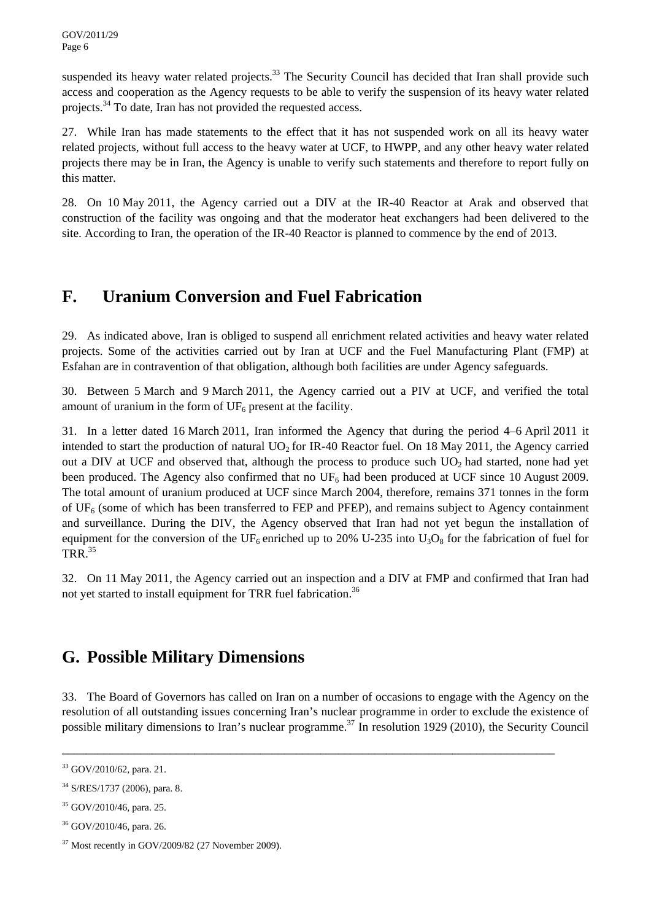suspended its heavy water related projects.[33] The Security Council has decided that Iran shall provide such access and cooperation as the Agency requests to be able to verify the suspension of its heavy water related projects.[34] To date, Iran has not provided the requested access.

27. While Iran has made statements to the effect that it has not suspended work on all its heavy water related projects, without full access to the heavy water at UCF, to HWPP, and any other heavy water related projects there may be in Iran, the Agency is unable to verify such statements and therefore to report fully on this matter.

28. On 10 May 2011, the Agency carried out a DIV at the IR-40 Reactor at Arak and observed that construction of the facility was ongoing and that the moderator heat exchangers had been delivered to the site. According to Iran, the operation of the IR-40 Reactor is planned to commence by the end of 2013.

## F. Uranium Conversion and Fuel Fabrication

29. As indicated above, Iran is obliged to suspend all enrichment related activities and heavy water related projects. Some of the activities carried out by Iran at UCF and the Fuel Manufacturing Plant (FMP) at Esfahan are in contravention of that obligation, although both facilities are under Agency safeguards.

30. Between 5 March and 9 March 2011, the Agency carried out a PIV at UCF, and verified the total amount of uranium in the form of $UF_6$ present at the facility.

31. In a letter dated 16 March 2011, Iran informed the Agency that during the period 4–6 April 2011 it intended to start the production of natural $UO_2$ for IR-40 Reactor fuel. On 18 May 2011, the Agency carried out a DIV at UCF and observed that, although the process to produce such $UO_2$ had started, none had yet been produced. The Agency also confirmed that no $UF_6$ had been produced at UCF since 10 August 2009. The total amount of uranium produced at UCF since March 2004, therefore, remains 371 tonnes in the form of $UF_6$ (some of which has been transferred to FEP and PFEP), and remains subject to Agency containment and surveillance. During the DIV, the Agency observed that Iran had not yet begun the installation of equipment for the conversion of the $UF_6$ enriched up to 20% U-235 into $U_3O_8$ for the fabrication of fuel for TRR.[35]

32. On 11 May 2011, the Agency carried out an inspection and a DIV at FMP and confirmed that Iran had not yet started to install equipment for TRR fuel fabrication.[36]

## G. Possible Military Dimensions

33. The Board of Governors has called on Iran on a number of occasions to engage with the Agency on the resolution of all outstanding issues concerning Iran's nuclear programme in order to exclude the existence of possible military dimensions to Iran's nuclear programme.[37] In resolution 1929 (2010), the Security Council

---

[33] GOV/2010/62, para. 21.

[34] S/RES/1737 (2006), para. 8.

[35] GOV/2010/46, para. 25.

[36] GOV/2010/46, para. 26.

[37] Most recently in GOV/2009/82 (27 November 2009).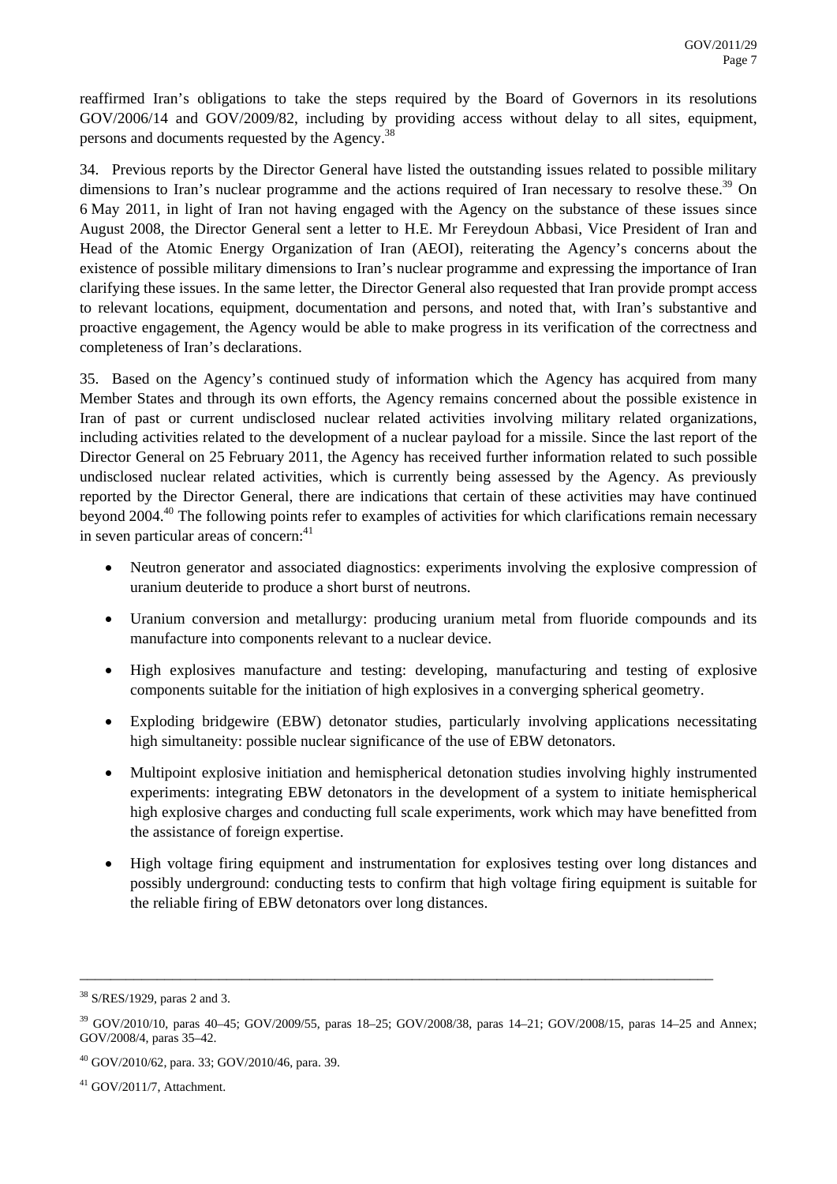reaffirmed Iran's obligations to take the steps required by the Board of Governors in its resolutions GOV/2006/14 and GOV/2009/82, including by providing access without delay to all sites, equipment, persons and documents requested by the Agency.[38]

34. Previous reports by the Director General have listed the outstanding issues related to possible military dimensions to Iran's nuclear programme and the actions required of Iran necessary to resolve these.[39] On 6 May 2011, in light of Iran not having engaged with the Agency on the substance of these issues since August 2008, the Director General sent a letter to H.E. Mr Fereydoun Abbasi, Vice President of Iran and Head of the Atomic Energy Organization of Iran (AEOI), reiterating the Agency's concerns about the existence of possible military dimensions to Iran's nuclear programme and expressing the importance of Iran clarifying these issues. In the same letter, the Director General also requested that Iran provide prompt access to relevant locations, equipment, documentation and persons, and noted that, with Iran's substantive and proactive engagement, the Agency would be able to make progress in its verification of the correctness and completeness of Iran's declarations.

35. Based on the Agency's continued study of information which the Agency has acquired from many Member States and through its own efforts, the Agency remains concerned about the possible existence in Iran of past or current undisclosed nuclear related activities involving military related organizations, including activities related to the development of a nuclear payload for a missile. Since the last report of the Director General on 25 February 2011, the Agency has received further information related to such possible undisclosed nuclear related activities, which is currently being assessed by the Agency. As previously reported by the Director General, there are indications that certain of these activities may have continued beyond 2004.[40] The following points refer to examples of activities for which clarifications remain necessary in seven particular areas of concern:[41]

- Neutron generator and associated diagnostics: experiments involving the explosive compression of uranium deuteride to produce a short burst of neutrons.
- Uranium conversion and metallurgy: producing uranium metal from fluoride compounds and its manufacture into components relevant to a nuclear device.
- High explosives manufacture and testing: developing, manufacturing and testing of explosive components suitable for the initiation of high explosives in a converging spherical geometry.
- Exploding bridgewire (EBW) detonator studies, particularly involving applications necessitating high simultaneity: possible nuclear significance of the use of EBW detonators.
- Multipoint explosive initiation and hemispherical detonation studies involving highly instrumented experiments: integrating EBW detonators in the development of a system to initiate hemispherical high explosive charges and conducting full scale experiments, work which may have benefitted from the assistance of foreign expertise.
- High voltage firing equipment and instrumentation for explosives testing over long distances and possibly underground: conducting tests to confirm that high voltage firing equipment is suitable for the reliable firing of EBW detonators over long distances.

---

[38] S/RES/1929, paras 2 and 3.

[39] GOV/2010/10, paras 40–45; GOV/2009/55, paras 18–25; GOV/2008/38, paras 14–21; GOV/2008/15, paras 14–25 and Annex; GOV/2008/4, paras 35–42.

[40] GOV/2010/62, para. 33; GOV/2010/46, para. 39.

[41] GOV/2011/7, Attachment.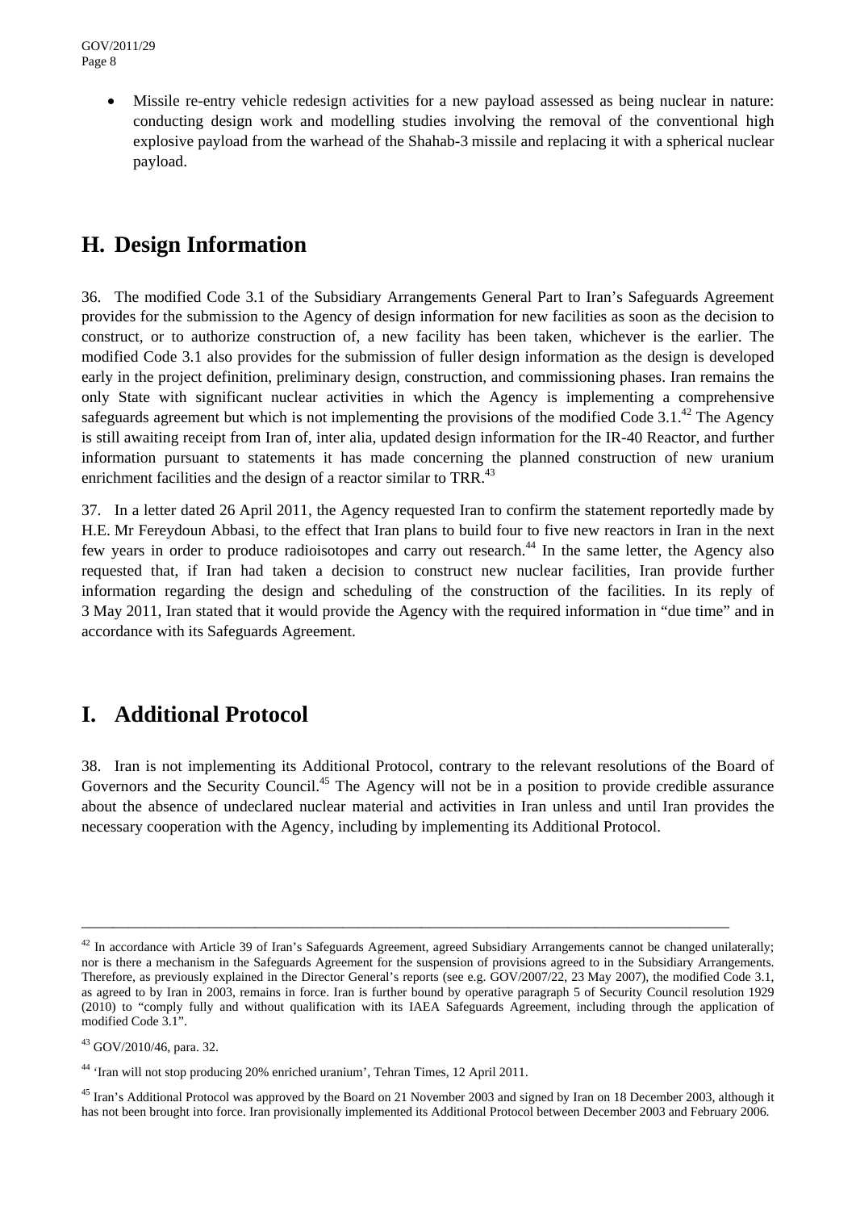- Missile re-entry vehicle redesign activities for a new payload assessed as being nuclear in nature: conducting design work and modelling studies involving the removal of the conventional high explosive payload from the warhead of the Shahab-3 missile and replacing it with a spherical nuclear payload.

## H. Design Information

36. The modified Code 3.1 of the Subsidiary Arrangements General Part to Iran's Safeguards Agreement provides for the submission to the Agency of design information for new facilities as soon as the decision to construct, or to authorize construction of, a new facility has been taken, whichever is the earlier. The modified Code 3.1 also provides for the submission of fuller design information as the design is developed early in the project definition, preliminary design, construction, and commissioning phases. Iran remains the only State with significant nuclear activities in which the Agency is implementing a comprehensive safeguards agreement but which is not implementing the provisions of the modified Code 3.1.[42] The Agency is still awaiting receipt from Iran of, inter alia, updated design information for the IR-40 Reactor, and further information pursuant to statements it has made concerning the planned construction of new uranium enrichment facilities and the design of a reactor similar to TRR.[43]

37. In a letter dated 26 April 2011, the Agency requested Iran to confirm the statement reportedly made by H.E. Mr Fereydoun Abbasi, to the effect that Iran plans to build four to five new reactors in Iran in the next few years in order to produce radioisotopes and carry out research.[44] In the same letter, the Agency also requested that, if Iran had taken a decision to construct new nuclear facilities, Iran provide further information regarding the design and scheduling of the construction of the facilities. In its reply of 3 May 2011, Iran stated that it would provide the Agency with the required information in "due time" and in accordance with its Safeguards Agreement.

## I. Additional Protocol

38. Iran is not implementing its Additional Protocol, contrary to the relevant resolutions of the Board of Governors and the Security Council.[45] The Agency will not be in a position to provide credible assurance about the absence of undeclared nuclear material and activities in Iran unless and until Iran provides the necessary cooperation with the Agency, including by implementing its Additional Protocol.

---

[42] In accordance with Article 39 of Iran's Safeguards Agreement, agreed Subsidiary Arrangements cannot be changed unilaterally; nor is there a mechanism in the Safeguards Agreement for the suspension of provisions agreed to in the Subsidiary Arrangements. Therefore, as previously explained in the Director General's reports (see e.g. GOV/2007/22, 23 May 2007), the modified Code 3.1, as agreed to by Iran in 2003, remains in force. Iran is further bound by operative paragraph 5 of Security Council resolution 1929 (2010) to "comply fully and without qualification with its IAEA Safeguards Agreement, including through the application of modified Code 3.1".

[43] GOV/2010/46, para. 32.

[44] 'Iran will not stop producing 20% enriched uranium', Tehran Times, 12 April 2011.

[45] Iran's Additional Protocol was approved by the Board on 21 November 2003 and signed by Iran on 18 December 2003, although it has not been brought into force. Iran provisionally implemented its Additional Protocol between December 2003 and February 2006.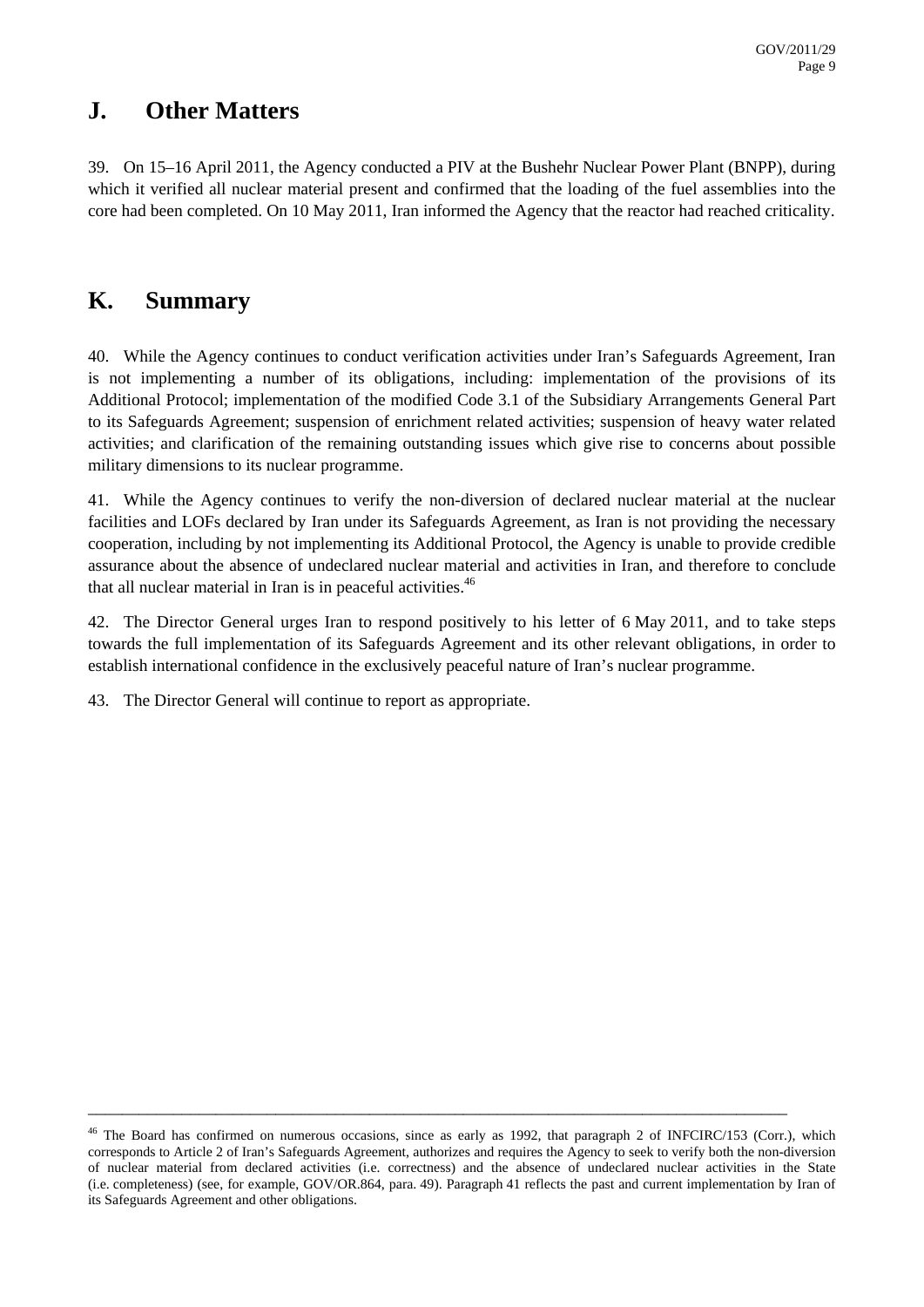## J. Other Matters

39. On 15–16 April 2011, the Agency conducted a PIV at the Bushehr Nuclear Power Plant (BNPP), during which it verified all nuclear material present and confirmed that the loading of the fuel assemblies into the core had been completed. On 10 May 2011, Iran informed the Agency that the reactor had reached criticality.

## K. Summary

40. While the Agency continues to conduct verification activities under Iran's Safeguards Agreement, Iran is not implementing a number of its obligations, including: implementation of the provisions of its Additional Protocol; implementation of the modified Code 3.1 of the Subsidiary Arrangements General Part to its Safeguards Agreement; suspension of enrichment related activities; suspension of heavy water related activities; and clarification of the remaining outstanding issues which give rise to concerns about possible military dimensions to its nuclear programme.

41. While the Agency continues to verify the non-diversion of declared nuclear material at the nuclear facilities and LOFs declared by Iran under its Safeguards Agreement, as Iran is not providing the necessary cooperation, including by not implementing its Additional Protocol, the Agency is unable to provide credible assurance about the absence of undeclared nuclear material and activities in Iran, and therefore to conclude that all nuclear material in Iran is in peaceful activities.[46]

42. The Director General urges Iran to respond positively to his letter of 6 May 2011, and to take steps towards the full implementation of its Safeguards Agreement and its other relevant obligations, in order to establish international confidence in the exclusively peaceful nature of Iran's nuclear programme.

43. The Director General will continue to report as appropriate.

---

[46] The Board has confirmed on numerous occasions, since as early as 1992, that paragraph 2 of INFCIRC/153 (Corr.), which corresponds to Article 2 of Iran's Safeguards Agreement, authorizes and requires the Agency to seek to verify both the non-diversion of nuclear material from declared activities (i.e. correctness) and the absence of undeclared nuclear activities in the State (i.e. completeness) (see, for example, GOV/OR.864, para. 49). Paragraph 41 reflects the past and current implementation by Iran of its Safeguards Agreement and other obligations.